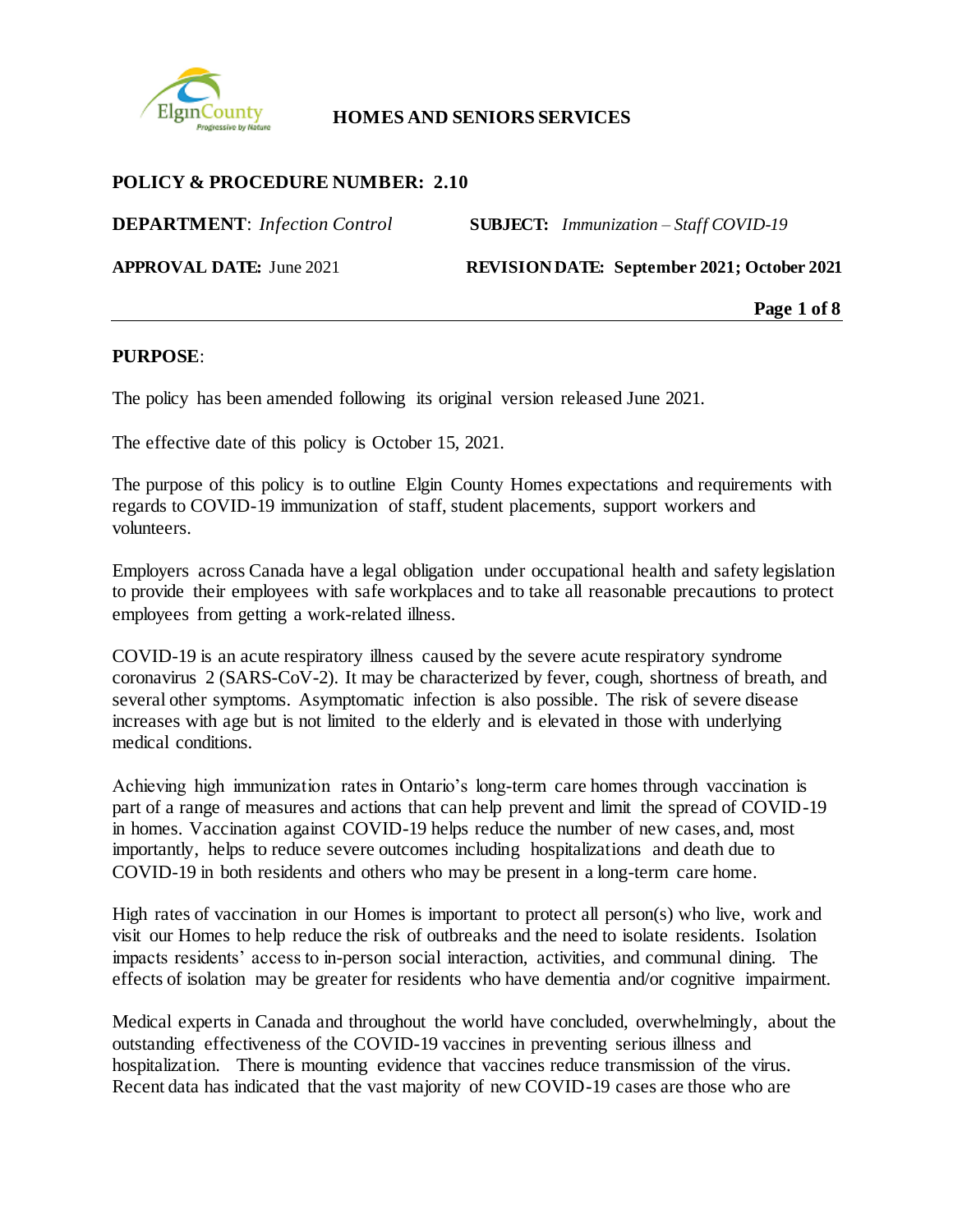**HOMES AND SENIORS SERVICES**

**POLICY & PROCEDURE NUMBER: 2.10**

**DEPARTMENT**: *Infection Control* **SUBJECT:** *Immunization – Staff COVID-19*

**APPROVAL DATE:** June 2021 **REVISION DATE: September 2021; October 2021**

## PURPOSE:

The policy has been amended following its original version released June 2021.

The effective date of this policy is October 15, 2021.

The purpose of this policy is to outline Elgin County Homes expectations and requirements with regards to COVID-19 immunization of staff, student placements, support workers and volunteers.

Employers across Canada have a legal obligation under occupational health and safety legislation to provide their employees with safe workplaces and to take all reasonable precautions to protect employees from getting a work-related illness.

COVID-19 is an acute respiratory illness caused by the severe acute respiratory syndrome coronavirus 2 (SARS-CoV-2). It may be characterized by fever, cough, shortness of breath, and several other symptoms. Asymptomatic infection is also possible. The risk of severe disease increases with age but is not limited to the elderly and is elevated in those with underlying medical conditions.

Achieving high immunization rates in Ontario's long-term care homes through vaccination is part of a range of measures and actions that can help prevent and limit the spread of COVID-19 in homes. Vaccination against COVID-19 helps reduce the number of new cases, and, most importantly, helps to reduce severe outcomes including hospitalizations and death due to COVID-19 in both residents and others who may be present in a long-term care home.

High rates of vaccination in our Homes is important to protect all person(s) who live, work and visit our Homes to help reduce the risk of outbreaks and the need to isolate residents. Isolation impacts residents' access to in-person social interaction, activities, and communal dining. The effects of isolation may be greater for residents who have dementia and/or cognitive impairment.

Medical experts in Canada and throughout the world have concluded, overwhelmingly, about the outstanding effectiveness of the COVID-19 vaccines in preventing serious illness and hospitalization. There is mounting evidence that vaccines reduce transmission of the virus. Recent data has indicated that the vast majority of new COVID-19 cases are those who are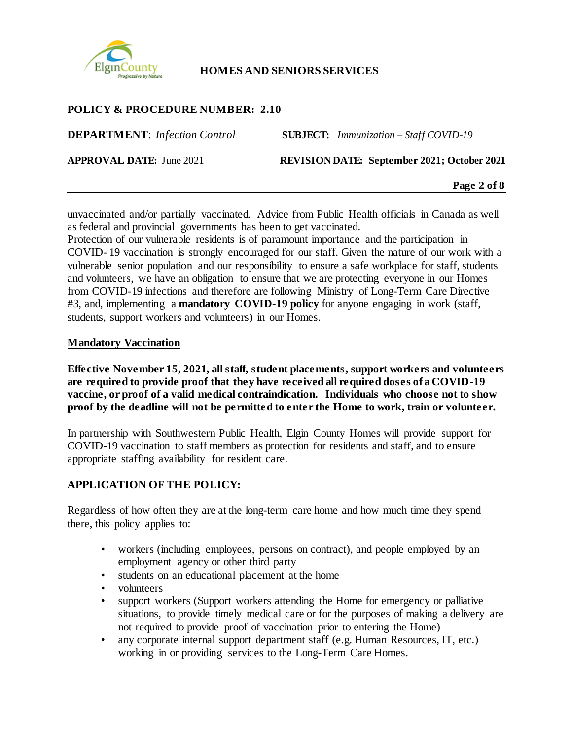unvaccinated and/or partially vaccinated. Advice from Public Health officials in Canada as well as federal and provincial governments has been to get vaccinated.
Protection of our vulnerable residents is of paramount importance and the participation in COVID- 19 vaccination is strongly encouraged for our staff. Given the nature of our work with a vulnerable senior population and our responsibility to ensure a safe workplace for staff, students and volunteers, we have an obligation to ensure that we are protecting everyone in our Homes from COVID-19 infections and therefore are following Ministry of Long-Term Care Directive #3, and, implementing a **mandatory COVID-19 policy** for anyone engaging in work (staff, students, support workers and volunteers) in our Homes.

**Mandatory Vaccination**

**Effective November 15, 2021, all staff, student placements, support workers and volunteers are required to provide proof that they have received all required doses of a COVID-19 vaccine, or proof of a valid medical contraindication. Individuals who choose not to show proof by the deadline will not be permitted to enter the Home to work, train or volunteer.**

In partnership with Southwestern Public Health, Elgin County Homes will provide support for COVID-19 vaccination to staff members as protection for residents and staff, and to ensure appropriate staffing availability for resident care.

## APPLICATION OF THE POLICY:

Regardless of how often they are at the long-term care home and how much time they spend there, this policy applies to:

- workers (including employees, persons on contract), and people employed by an employment agency or other third party
- students on an educational placement at the home
- volunteers
- support workers (Support workers attending the Home for emergency or palliative situations, to provide timely medical care or for the purposes of making a delivery are not required to provide proof of vaccination prior to entering the Home)
- any corporate internal support department staff (e.g. Human Resources, IT, etc.) working in or providing services to the Long-Term Care Homes.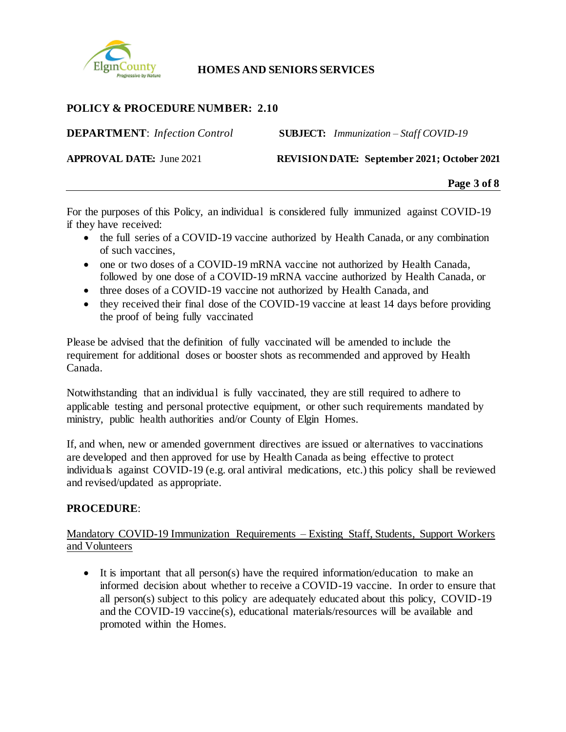For the purposes of this Policy, an individual is considered fully immunized against COVID-19 if they have received:

- the full series of a COVID-19 vaccine authorized by Health Canada, or any combination of such vaccines,
- one or two doses of a COVID-19 mRNA vaccine not authorized by Health Canada, followed by one dose of a COVID-19 mRNA vaccine authorized by Health Canada, or
- three doses of a COVID-19 vaccine not authorized by Health Canada, and
- they received their final dose of the COVID-19 vaccine at least 14 days before providing the proof of being fully vaccinated

Please be advised that the definition of fully vaccinated will be amended to include the requirement for additional doses or booster shots as recommended and approved by Health Canada.

Notwithstanding that an individual is fully vaccinated, they are still required to adhere to applicable testing and personal protective equipment, or other such requirements mandated by ministry, public health authorities and/or County of Elgin Homes.

If, and when, new or amended government directives are issued or alternatives to vaccinations are developed and then approved for use by Health Canada as being effective to protect individuals against COVID-19 (e.g. oral antiviral medications, etc.) this policy shall be reviewed and revised/updated as appropriate.

**PROCEDURE**:

Mandatory COVID-19 Immunization Requirements – Existing Staff, Students, Support Workers and Volunteers

- It is important that all person(s) have the required information/education to make an informed decision about whether to receive a COVID-19 vaccine. In order to ensure that all person(s) subject to this policy are adequately educated about this policy, COVID-19 and the COVID-19 vaccine(s), educational materials/resources will be available and promoted within the Homes.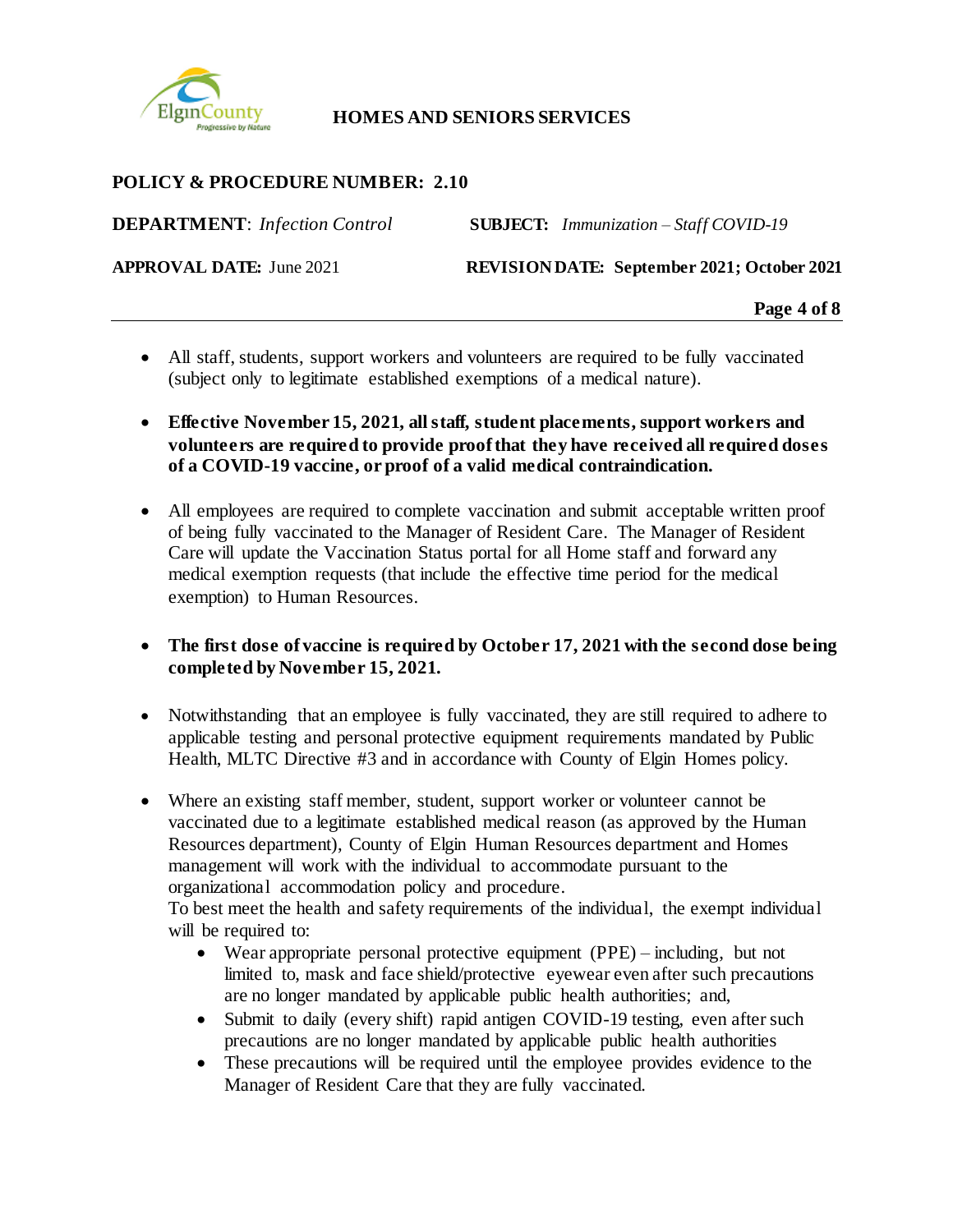- All staff, students, support workers and volunteers are required to be fully vaccinated (subject only to legitimate established exemptions of a medical nature).

- **Effective November 15, 2021, all staff, student placements, support workers and volunteers are required to provide proof that they have received all required doses of a COVID-19 vaccine, or proof of a valid medical contraindication.**

- All employees are required to complete vaccination and submit acceptable written proof of being fully vaccinated to the Manager of Resident Care. The Manager of Resident Care will update the Vaccination Status portal for all Home staff and forward any medical exemption requests (that include the effective time period for the medical exemption) to Human Resources.

- **The first dose of vaccine is required by October 17, 2021 with the second dose being completed by November 15, 2021.**

- Notwithstanding that an employee is fully vaccinated, they are still required to adhere to applicable testing and personal protective equipment requirements mandated by Public Health, MLTC Directive #3 and in accordance with County of Elgin Homes policy.

- Where an existing staff member, student, support worker or volunteer cannot be vaccinated due to a legitimate established medical reason (as approved by the Human Resources department), County of Elgin Human Resources department and Homes management will work with the individual to accommodate pursuant to the organizational accommodation policy and procedure.
  To best meet the health and safety requirements of the individual, the exempt individual will be required to:
  - Wear appropriate personal protective equipment (PPE) – including, but not limited to, mask and face shield/protective eyewear even after such precautions are no longer mandated by applicable public health authorities; and,
  - Submit to daily (every shift) rapid antigen COVID-19 testing, even after such precautions are no longer mandated by applicable public health authorities
  - These precautions will be required until the employee provides evidence to the Manager of Resident Care that they are fully vaccinated.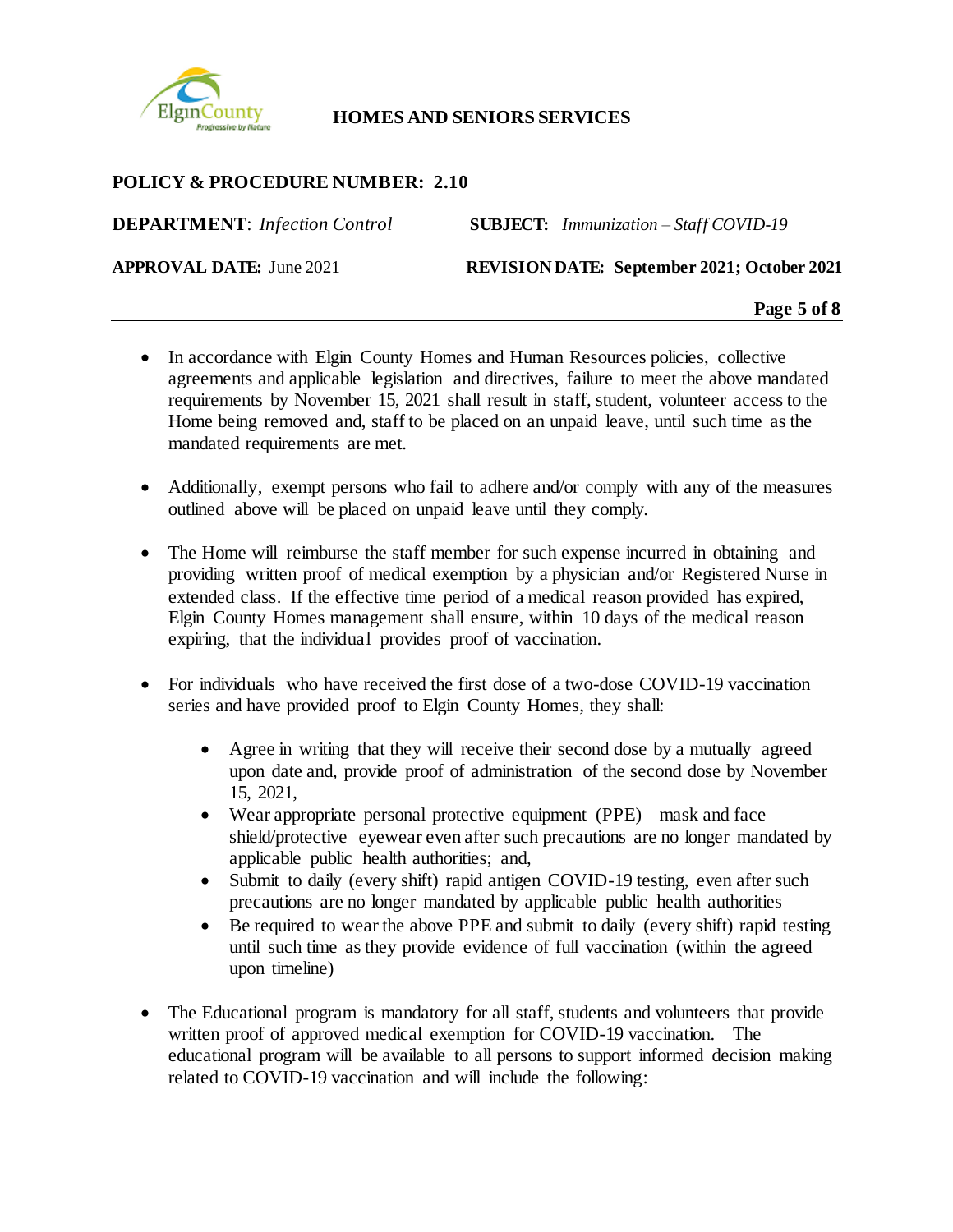- In accordance with Elgin County Homes and Human Resources policies, collective agreements and applicable legislation and directives, failure to meet the above mandated requirements by November 15, 2021 shall result in staff, student, volunteer access to the Home being removed and, staff to be placed on an unpaid leave, until such time as the mandated requirements are met.

- Additionally, exempt persons who fail to adhere and/or comply with any of the measures outlined above will be placed on unpaid leave until they comply.

- The Home will reimburse the staff member for such expense incurred in obtaining and providing written proof of medical exemption by a physician and/or Registered Nurse in extended class. If the effective time period of a medical reason provided has expired, Elgin County Homes management shall ensure, within 10 days of the medical reason expiring, that the individual provides proof of vaccination.

- For individuals who have received the first dose of a two-dose COVID-19 vaccination series and have provided proof to Elgin County Homes, they shall:

  - Agree in writing that they will receive their second dose by a mutually agreed upon date and, provide proof of administration of the second dose by November 15, 2021,
  - Wear appropriate personal protective equipment (PPE) – mask and face shield/protective eyewear even after such precautions are no longer mandated by applicable public health authorities; and,
  - Submit to daily (every shift) rapid antigen COVID-19 testing, even after such precautions are no longer mandated by applicable public health authorities
  - Be required to wear the above PPE and submit to daily (every shift) rapid testing until such time as they provide evidence of full vaccination (within the agreed upon timeline)

- The Educational program is mandatory for all staff, students and volunteers that provide written proof of approved medical exemption for COVID-19 vaccination. The educational program will be available to all persons to support informed decision making related to COVID-19 vaccination and will include the following: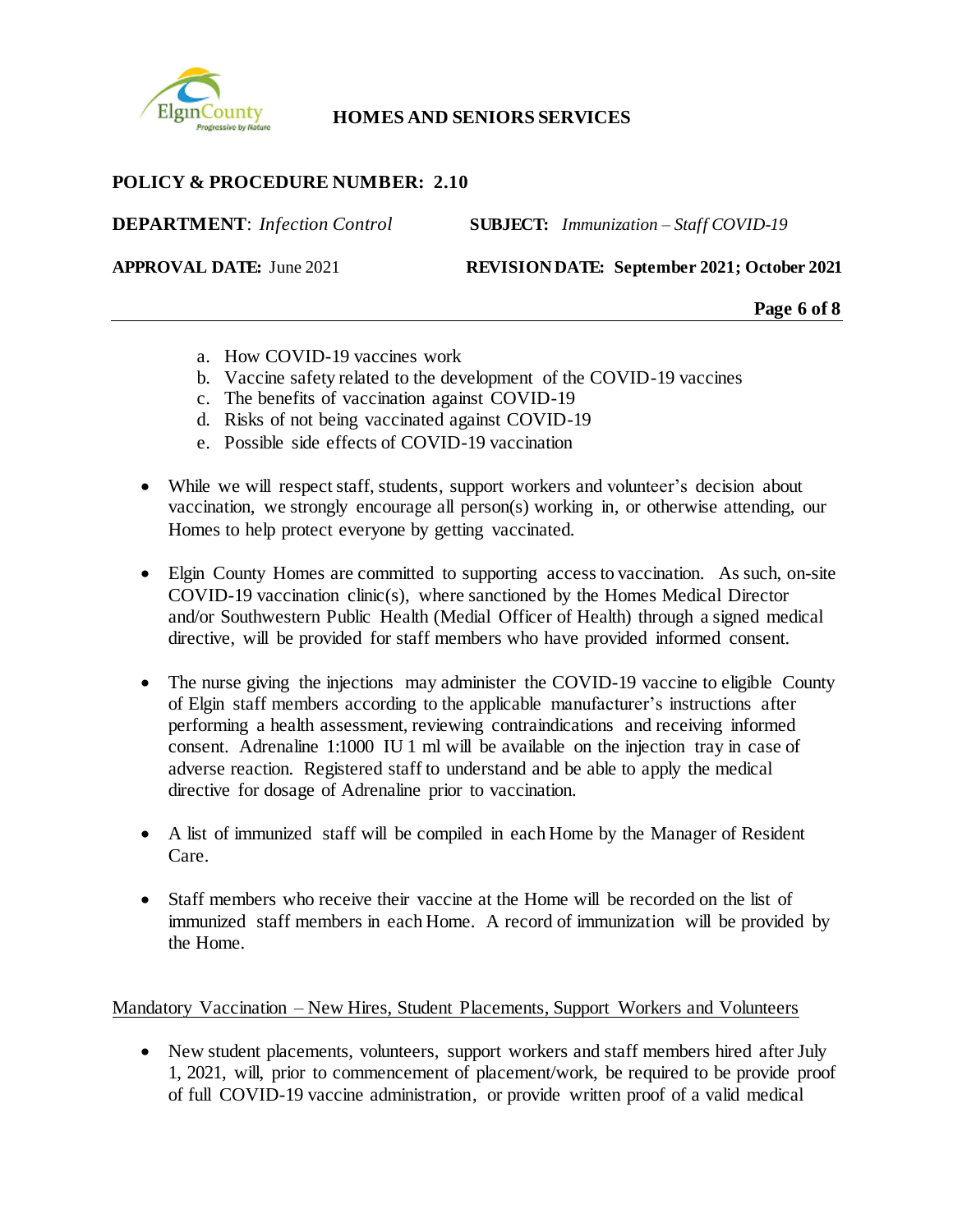a. How COVID-19 vaccines work
b. Vaccine safety related to the development of the COVID-19 vaccines
c. The benefits of vaccination against COVID-19
d. Risks of not being vaccinated against COVID-19
e. Possible side effects of COVID-19 vaccination

- While we will respect staff, students, support workers and volunteer's decision about vaccination, we strongly encourage all person(s) working in, or otherwise attending, our Homes to help protect everyone by getting vaccinated.

- Elgin County Homes are committed to supporting access to vaccination. As such, on-site COVID-19 vaccination clinic(s), where sanctioned by the Homes Medical Director and/or Southwestern Public Health (Medial Officer of Health) through a signed medical directive, will be provided for staff members who have provided informed consent.

- The nurse giving the injections may administer the COVID-19 vaccine to eligible County of Elgin staff members according to the applicable manufacturer's instructions after performing a health assessment, reviewing contraindications and receiving informed consent. Adrenaline 1:1000 IU 1 ml will be available on the injection tray in case of adverse reaction. Registered staff to understand and be able to apply the medical directive for dosage of Adrenaline prior to vaccination.

- A list of immunized staff will be compiled in each Home by the Manager of Resident Care.

- Staff members who receive their vaccine at the Home will be recorded on the list of immunized staff members in each Home. A record of immunization will be provided by the Home.

<u>Mandatory Vaccination – New Hires, Student Placements, Support Workers and Volunteers</u>

- New student placements, volunteers, support workers and staff members hired after July 1, 2021, will, prior to commencement of placement/work, be required to be provide proof of full COVID-19 vaccine administration, or provide written proof of a valid medical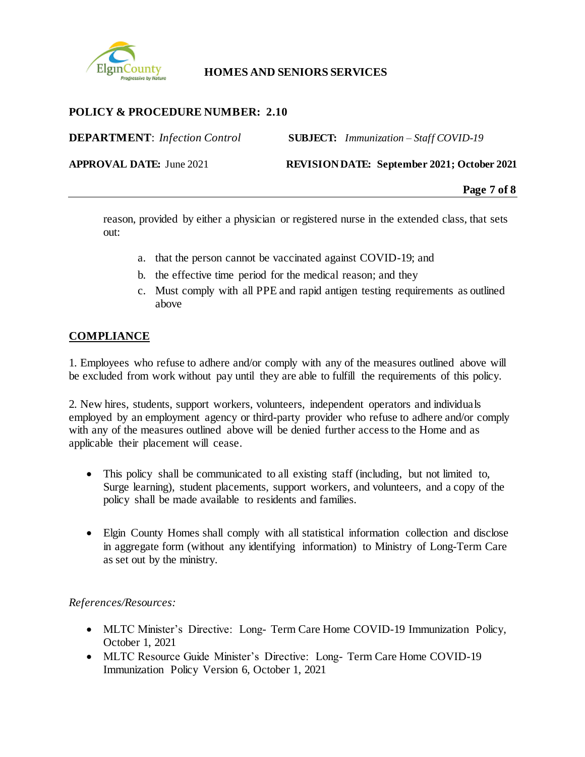reason, provided by either a physician or registered nurse in the extended class, that sets out:

a. that the person cannot be vaccinated against COVID-19; and
b. the effective time period for the medical reason; and they
c. Must comply with all PPE and rapid antigen testing requirements as outlined above

## COMPLIANCE

1. Employees who refuse to adhere and/or comply with any of the measures outlined above will be excluded from work without pay until they are able to fulfill the requirements of this policy.

2. New hires, students, support workers, volunteers, independent operators and individuals employed by an employment agency or third-party provider who refuse to adhere and/or comply with any of the measures outlined above will be denied further access to the Home and as applicable their placement will cease.

- This policy shall be communicated to all existing staff (including, but not limited to, Surge learning), student placements, support workers, and volunteers, and a copy of the policy shall be made available to residents and families.

- Elgin County Homes shall comply with all statistical information collection and disclose in aggregate form (without any identifying information) to Ministry of Long-Term Care as set out by the ministry.

*References/Resources:*

- MLTC Minister's Directive: Long- Term Care Home COVID-19 Immunization Policy, October 1, 2021
- MLTC Resource Guide Minister's Directive: Long- Term Care Home COVID-19 Immunization Policy Version 6, October 1, 2021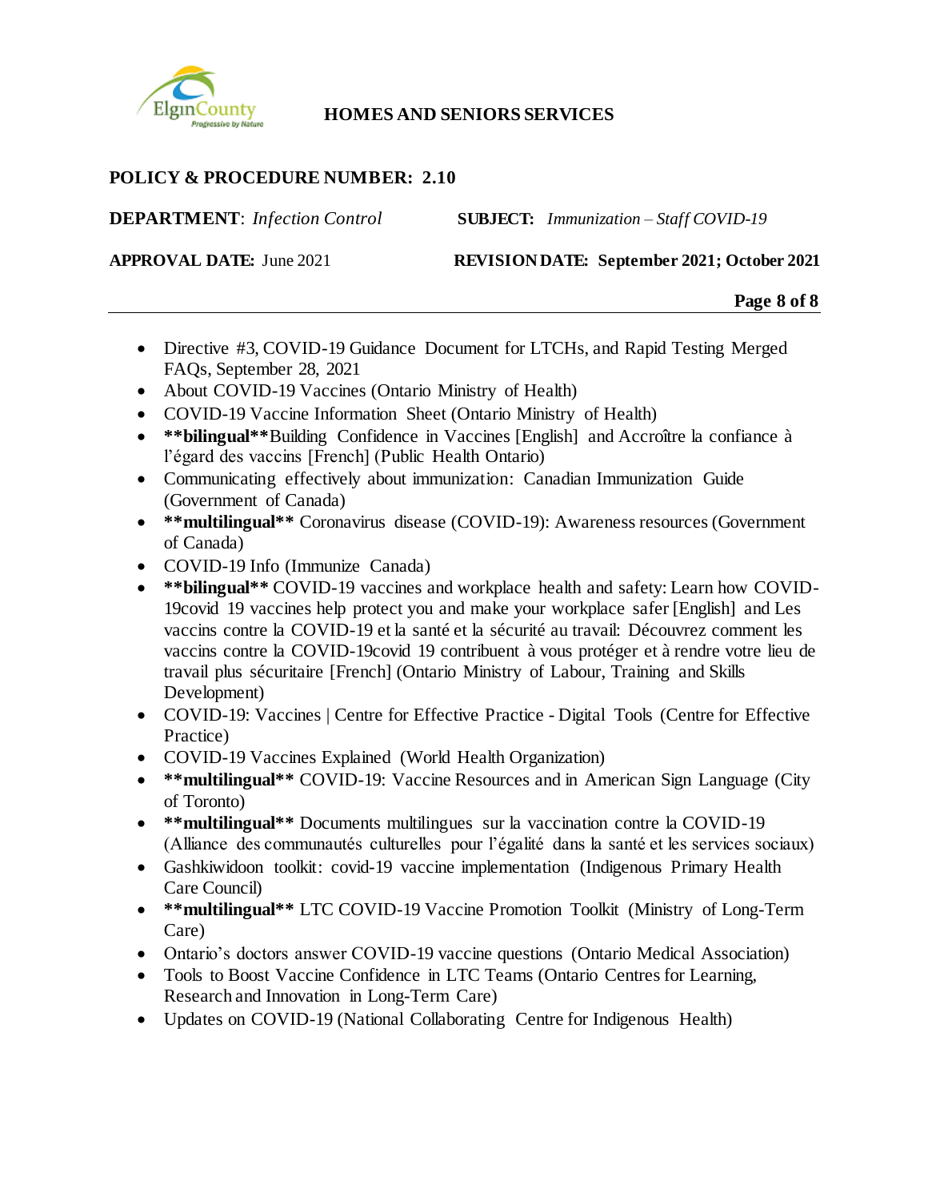- Directive #3, COVID-19 Guidance Document for LTCHs, and Rapid Testing Merged FAQs, September 28, 2021
- About COVID-19 Vaccines (Ontario Ministry of Health)
- COVID-19 Vaccine Information Sheet (Ontario Ministry of Health)
- **bilingual**Building Confidence in Vaccines [English] and Accroître la confiance à l'égard des vaccins [French] (Public Health Ontario)
- Communicating effectively about immunization: Canadian Immunization Guide (Government of Canada)
- **multilingual** Coronavirus disease (COVID-19): Awareness resources (Government of Canada)
- COVID-19 Info (Immunize Canada)
- **bilingual** COVID-19 vaccines and workplace health and safety: Learn how COVID-19covid 19 vaccines help protect you and make your workplace safer [English] and Les vaccins contre la COVID-19 et la santé et la sécurité au travail: Découvrez comment les vaccins contre la COVID-19covid 19 contribuent à vous protéger et à rendre votre lieu de travail plus sécuritaire [French] (Ontario Ministry of Labour, Training and Skills Development)
- COVID-19: Vaccines | Centre for Effective Practice - Digital Tools (Centre for Effective Practice)
- COVID-19 Vaccines Explained (World Health Organization)
- **multilingual** COVID-19: Vaccine Resources and in American Sign Language (City of Toronto)
- **multilingual** Documents multilingues sur la vaccination contre la COVID-19 (Alliance des communautés culturelles pour l'égalité dans la santé et les services sociaux)
- Gashkiwidoon toolkit: covid-19 vaccine implementation (Indigenous Primary Health Care Council)
- **multilingual** LTC COVID-19 Vaccine Promotion Toolkit (Ministry of Long-Term Care)
- Ontario's doctors answer COVID-19 vaccine questions (Ontario Medical Association)
- Tools to Boost Vaccine Confidence in LTC Teams (Ontario Centres for Learning, Research and Innovation in Long-Term Care)
- Updates on COVID-19 (National Collaborating Centre for Indigenous Health)